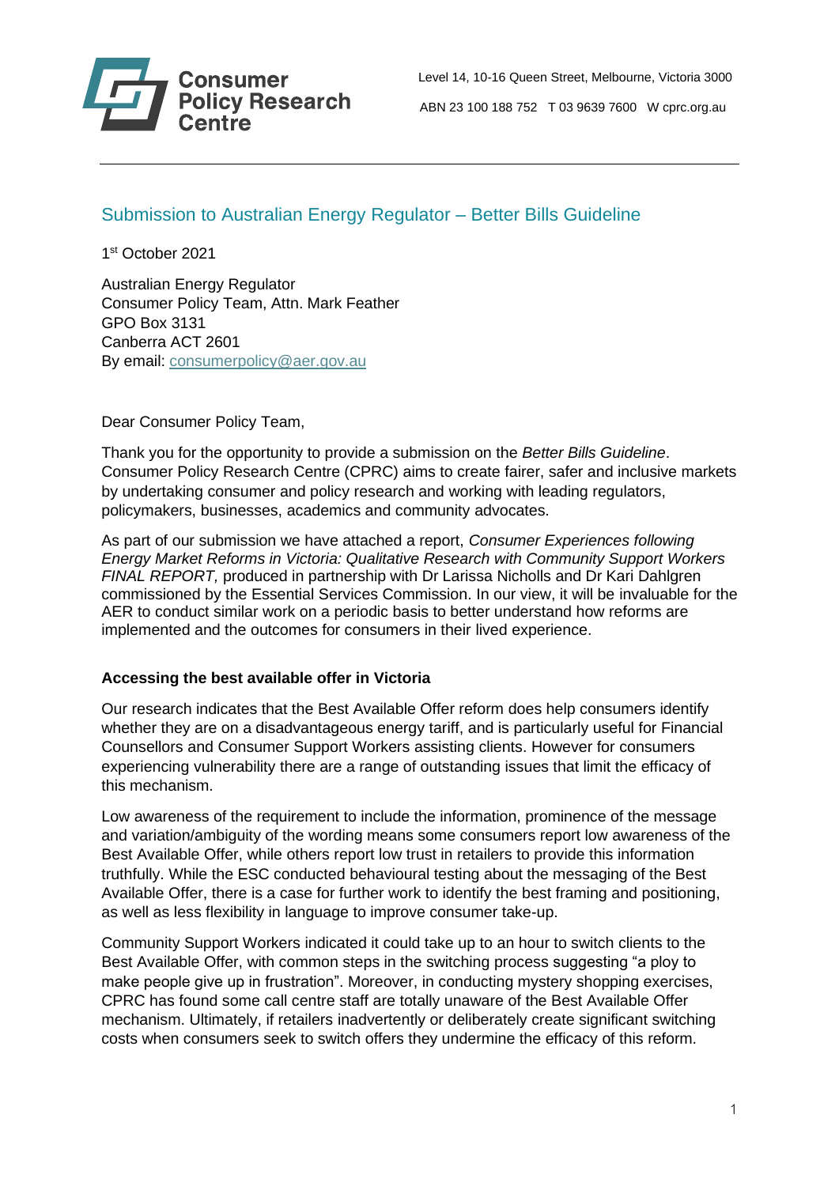Consumer Policy Research Centre

Level 14, 10-16 Queen Street, Melbourne, Victoria 3000

ABN 23 100 188 752 T 03 9639 7600 W cprc.org.au

## Submission to Australian Energy Regulator – Better Bills Guideline

1st October 2021

Australian Energy Regulator
Consumer Policy Team, Attn. Mark Feather
GPO Box 3131
Canberra ACT 2601
By email: consumerpolicy@aer.gov.au

Dear Consumer Policy Team,

Thank you for the opportunity to provide a submission on the *Better Bills Guideline*. Consumer Policy Research Centre (CPRC) aims to create fairer, safer and inclusive markets by undertaking consumer and policy research and working with leading regulators, policymakers, businesses, academics and community advocates.

As part of our submission we have attached a report, *Consumer Experiences following Energy Market Reforms in Victoria: Qualitative Research with Community Support Workers FINAL REPORT,* produced in partnership with Dr Larissa Nicholls and Dr Kari Dahlgren commissioned by the Essential Services Commission. In our view, it will be invaluable for the AER to conduct similar work on a periodic basis to better understand how reforms are implemented and the outcomes for consumers in their lived experience.

**Accessing the best available offer in Victoria**

Our research indicates that the Best Available Offer reform does help consumers identify whether they are on a disadvantageous energy tariff, and is particularly useful for Financial Counsellors and Consumer Support Workers assisting clients. However for consumers experiencing vulnerability there are a range of outstanding issues that limit the efficacy of this mechanism.

Low awareness of the requirement to include the information, prominence of the message and variation/ambiguity of the wording means some consumers report low awareness of the Best Available Offer, while others report low trust in retailers to provide this information truthfully. While the ESC conducted behavioural testing about the messaging of the Best Available Offer, there is a case for further work to identify the best framing and positioning, as well as less flexibility in language to improve consumer take-up.

Community Support Workers indicated it could take up to an hour to switch clients to the Best Available Offer, with common steps in the switching process suggesting "a ploy to make people give up in frustration". Moreover, in conducting mystery shopping exercises, CPRC has found some call centre staff are totally unaware of the Best Available Offer mechanism. Ultimately, if retailers inadvertently or deliberately create significant switching costs when consumers seek to switch offers they undermine the efficacy of this reform.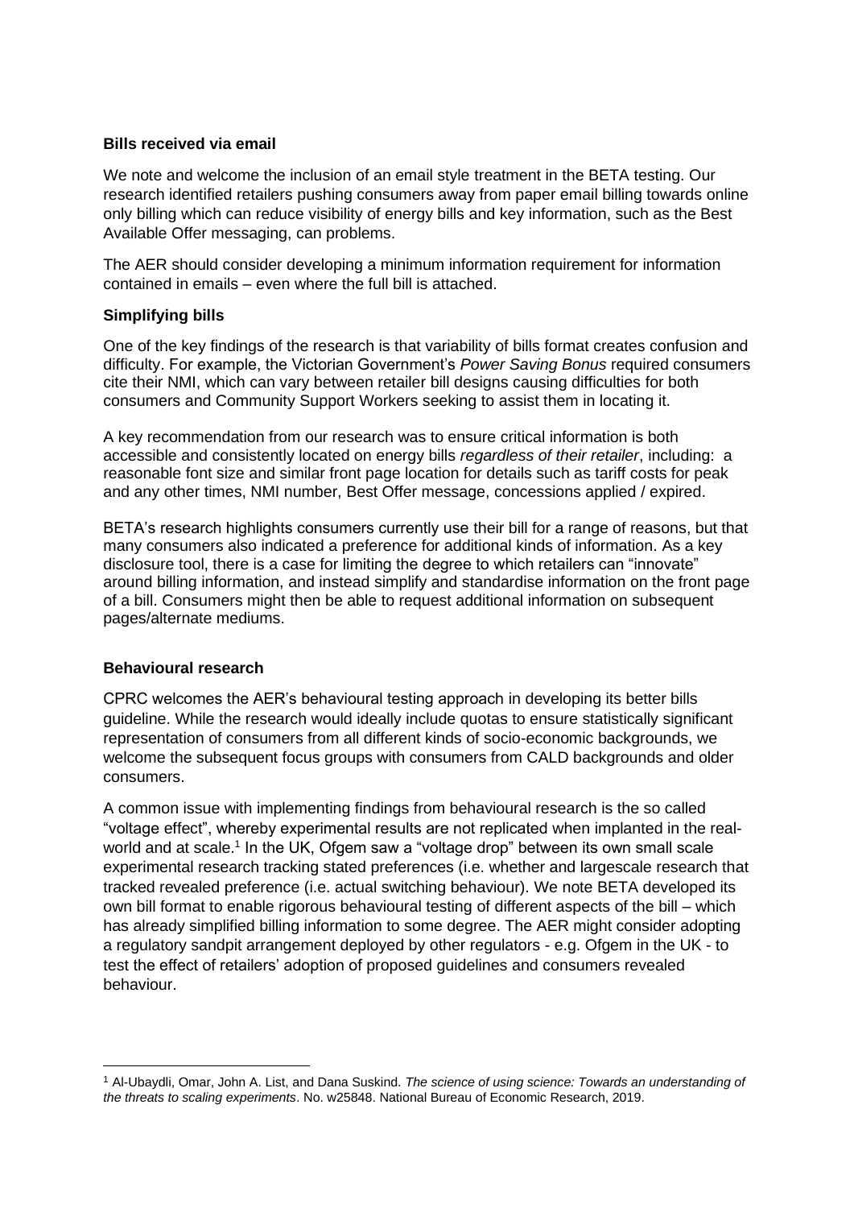**Bills received via email**

We note and welcome the inclusion of an email style treatment in the BETA testing. Our research identified retailers pushing consumers away from paper email billing towards online only billing which can reduce visibility of energy bills and key information, such as the Best Available Offer messaging, can problems.

The AER should consider developing a minimum information requirement for information contained in emails – even where the full bill is attached.

**Simplifying bills**

One of the key findings of the research is that variability of bills format creates confusion and difficulty. For example, the Victorian Government's *Power Saving Bonus* required consumers cite their NMI, which can vary between retailer bill designs causing difficulties for both consumers and Community Support Workers seeking to assist them in locating it.

A key recommendation from our research was to ensure critical information is both accessible and consistently located on energy bills *regardless of their retailer*, including: a reasonable font size and similar front page location for details such as tariff costs for peak and any other times, NMI number, Best Offer message, concessions applied / expired.

BETA's research highlights consumers currently use their bill for a range of reasons, but that many consumers also indicated a preference for additional kinds of information. As a key disclosure tool, there is a case for limiting the degree to which retailers can "innovate" around billing information, and instead simplify and standardise information on the front page of a bill. Consumers might then be able to request additional information on subsequent pages/alternate mediums.

**Behavioural research**

CPRC welcomes the AER's behavioural testing approach in developing its better bills guideline. While the research would ideally include quotas to ensure statistically significant representation of consumers from all different kinds of socio-economic backgrounds, we welcome the subsequent focus groups with consumers from CALD backgrounds and older consumers.

A common issue with implementing findings from behavioural research is the so called "voltage effect", whereby experimental results are not replicated when implanted in the real-world and at scale.[1] In the UK, Ofgem saw a "voltage drop" between its own small scale experimental research tracking stated preferences (i.e. whether and largescale research that tracked revealed preference (i.e. actual switching behaviour). We note BETA developed its own bill format to enable rigorous behavioural testing of different aspects of the bill – which has already simplified billing information to some degree. The AER might consider adopting a regulatory sandpit arrangement deployed by other regulators - e.g. Ofgem in the UK - to test the effect of retailers' adoption of proposed guidelines and consumers revealed behaviour.

[1] Al-Ubaydli, Omar, John A. List, and Dana Suskind. *The science of using science: Towards an understanding of the threats to scaling experiments*. No. w25848. National Bureau of Economic Research, 2019.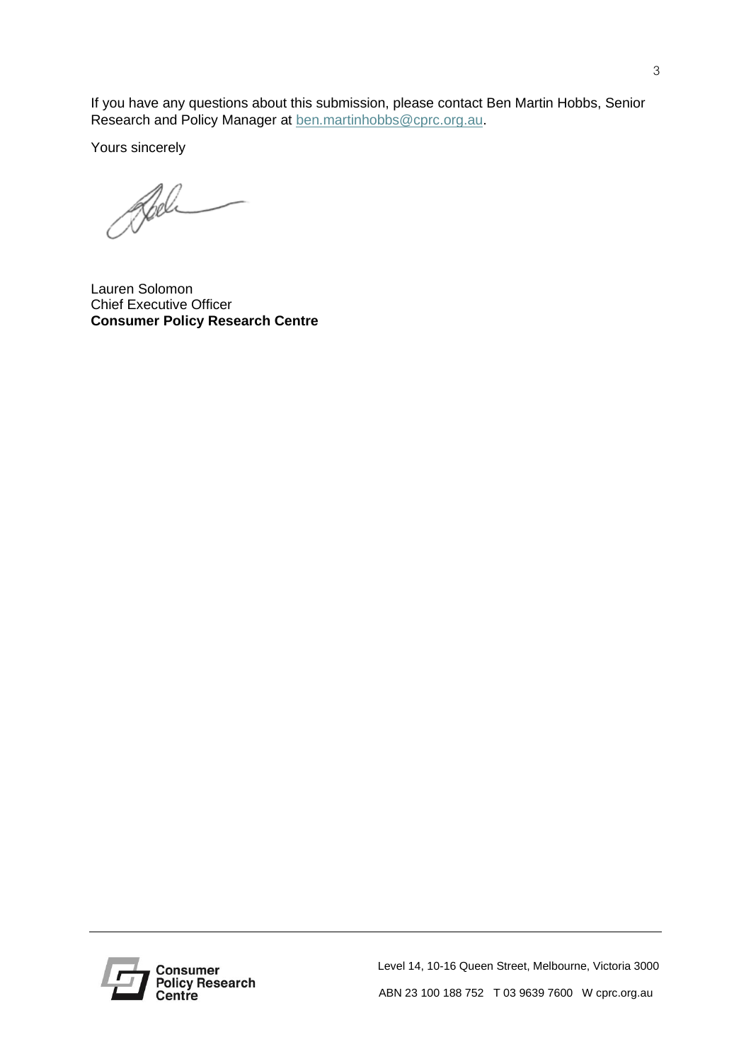If you have any questions about this submission, please contact Ben Martin Hobbs, Senior Research and Policy Manager at ben.martinhobbs@cprc.org.au.

Yours sincerely

Lauren Solomon
Chief Executive Officer
**Consumer Policy Research Centre**